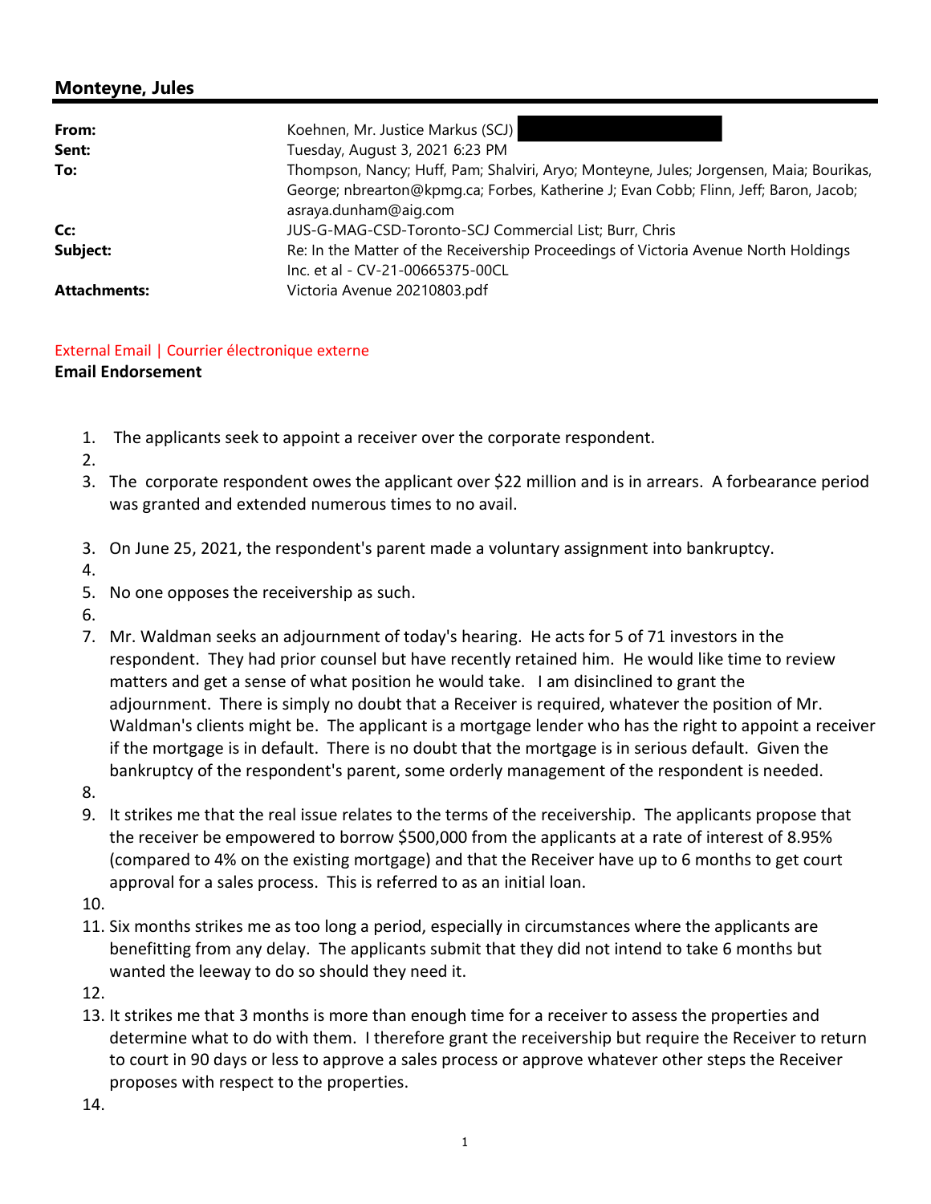## Monteyne, Jules

| | |
|---|---|
| **From:** | Koehnen, Mr. Justice Markus (SCJ) |
| **Sent:** | Tuesday, August 3, 2021 6:23 PM |
| **To:** | Thompson, Nancy; Huff, Pam; Shalviri, Aryo; Monteyne, Jules; Jorgensen, Maia; Bourikas, George; nbrearton@kpmg.ca; Forbes, Katherine J; Evan Cobb; Flinn, Jeff; Baron, Jacob; asraya.dunham@aig.com |
| **Cc:** | JUS-G-MAG-CSD-Toronto-SCJ Commercial List; Burr, Chris |
| **Subject:** | Re: In the Matter of the Receivership Proceedings of Victoria Avenue North Holdings Inc. et al - CV-21-00665375-00CL |
| **Attachments:** | Victoria Avenue 20210803.pdf |

External Email | Courrier électronique externe

**Email Endorsement**

1. The applicants seek to appoint a receiver over the corporate respondent.
2. 
3. The corporate respondent owes the applicant over $22 million and is in arrears. A forbearance period was granted and extended numerous times to no avail.

3. On June 25, 2021, the respondent's parent made a voluntary assignment into bankruptcy.
4. 
5. No one opposes the receivership as such.
6. 
7. Mr. Waldman seeks an adjournment of today's hearing. He acts for 5 of 71 investors in the respondent. They had prior counsel but have recently retained him. He would like time to review matters and get a sense of what position he would take. I am disinclined to grant the adjournment. There is simply no doubt that a Receiver is required, whatever the position of Mr. Waldman's clients might be. The applicant is a mortgage lender who has the right to appoint a receiver if the mortgage is in default. There is no doubt that the mortgage is in serious default. Given the bankruptcy of the respondent's parent, some orderly management of the respondent is needed.
8. 
9. It strikes me that the real issue relates to the terms of the receivership. The applicants propose that the receiver be empowered to borrow $500,000 from the applicants at a rate of interest of 8.95% (compared to 4% on the existing mortgage) and that the Receiver have up to 6 months to get court approval for a sales process. This is referred to as an initial loan.
10. 
11. Six months strikes me as too long a period, especially in circumstances where the applicants are benefitting from any delay. The applicants submit that they did not intend to take 6 months but wanted the leeway to do so should they need it.
12. 
13. It strikes me that 3 months is more than enough time for a receiver to assess the properties and determine what to do with them. I therefore grant the receivership but require the Receiver to return to court in 90 days or less to approve a sales process or approve whatever other steps the Receiver proposes with respect to the properties.
14.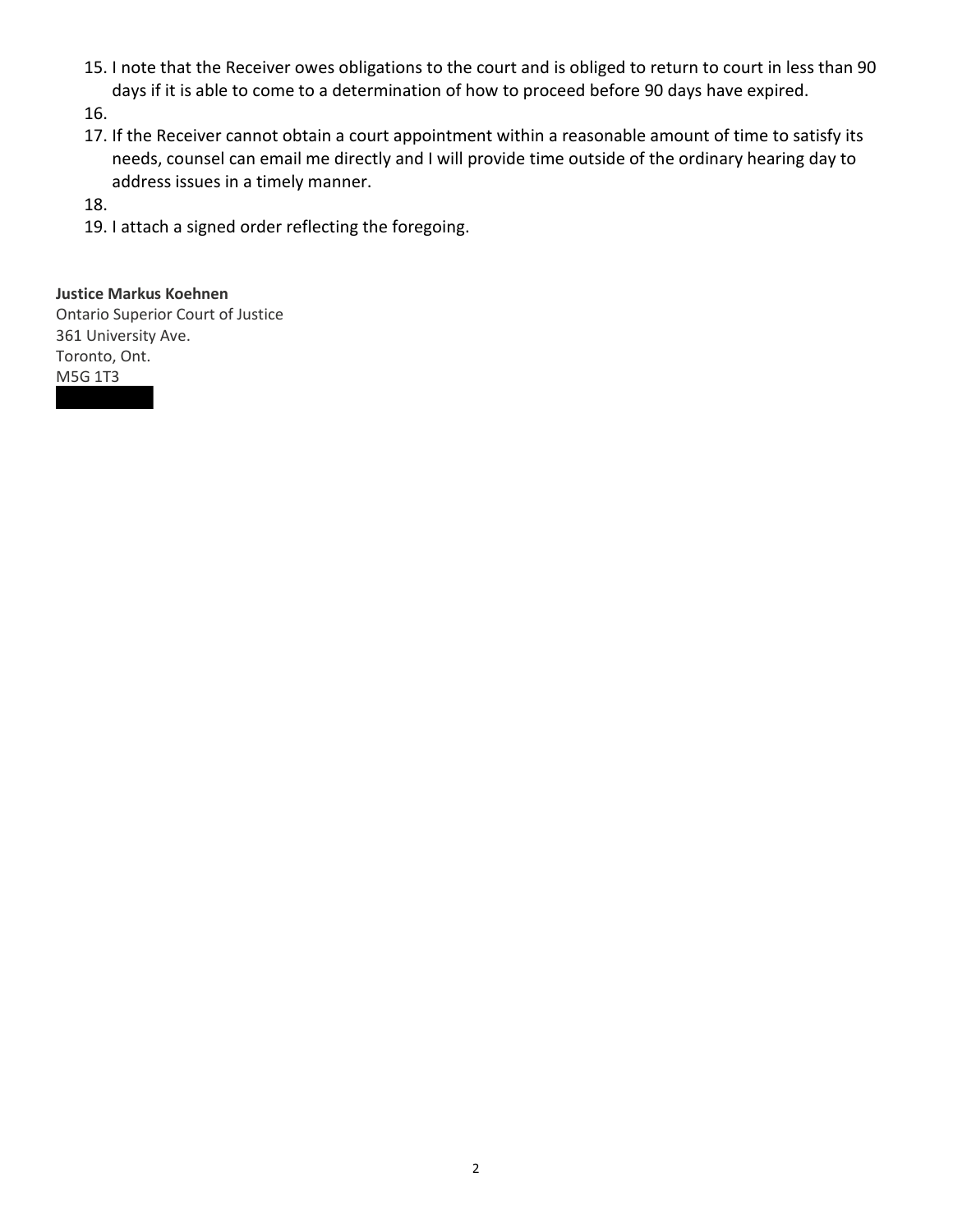15. I note that the Receiver owes obligations to the court and is obliged to return to court in less than 90 days if it is able to come to a determination of how to proceed before 90 days have expired.
16. 
17. If the Receiver cannot obtain a court appointment within a reasonable amount of time to satisfy its needs, counsel can email me directly and I will provide time outside of the ordinary hearing day to address issues in a timely manner.
18. 
19. I attach a signed order reflecting the foregoing.

**Justice Markus Koehnen**
Ontario Superior Court of Justice
361 University Ave.
Toronto, Ont.
M5G 1T3